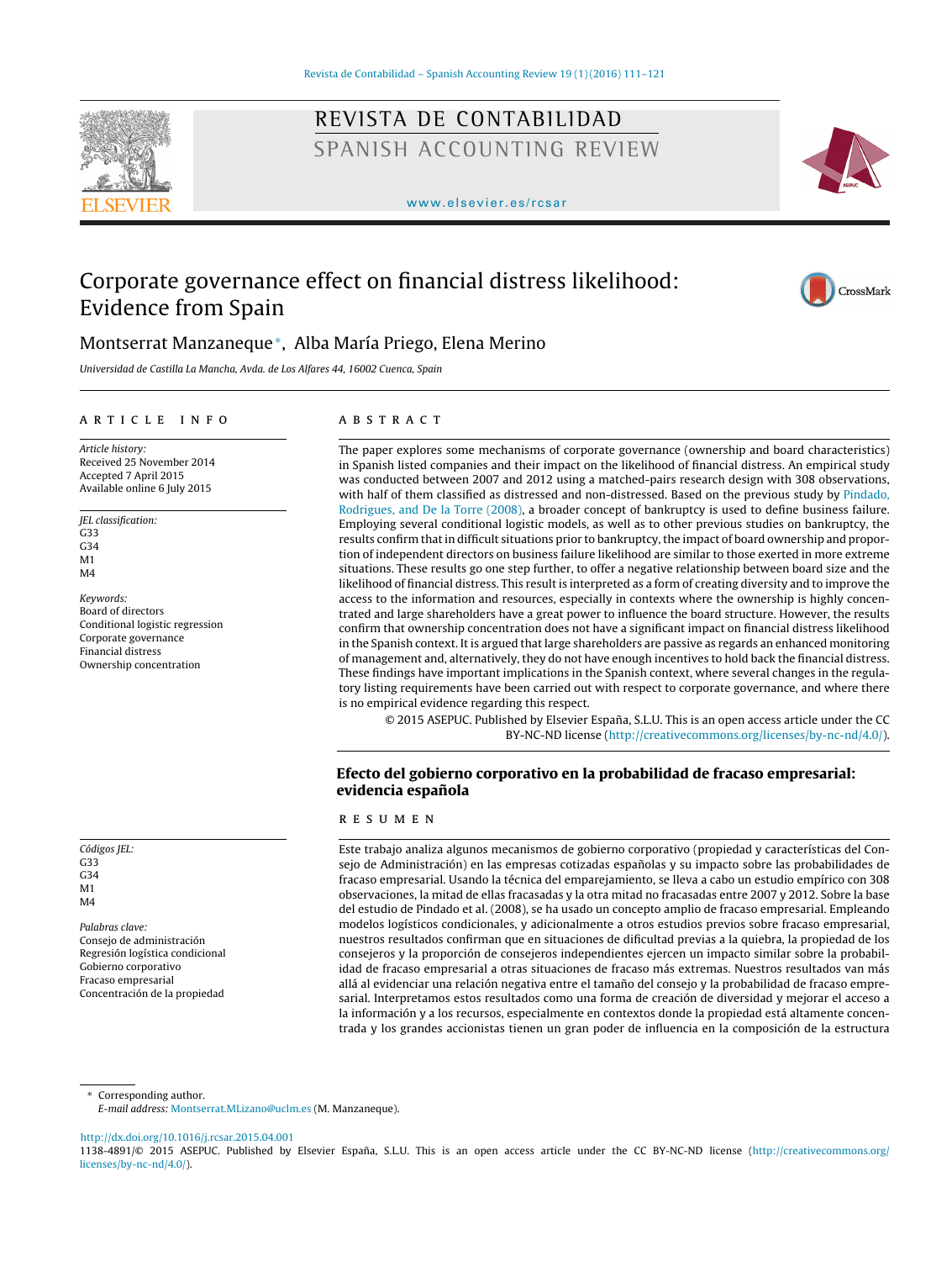# Corporate governance effect on financial distress likelihood: Evidence from Spain

Montserrat Manzaneque*, Alba María Priego, Elena Merino

*Universidad de Castilla La Mancha, Avda. de Los Alfares 44, 16002 Cuenca, Spain*

## ARTICLE INFO

*Article history:*
Received 25 November 2014
Accepted 7 April 2015
Available online 6 July 2015

*JEL classification:*
G33
G34
M1
M4

*Keywords:*
Board of directors
Conditional logistic regression
Corporate governance
Financial distress
Ownership concentration

## ABSTRACT

The paper explores some mechanisms of corporate governance (ownership and board characteristics) in Spanish listed companies and their impact on the likelihood of financial distress. An empirical study was conducted between 2007 and 2012 using a matched-pairs research design with 308 observations, with half of them classified as distressed and non-distressed. Based on the previous study by Pindado, Rodrigues, and De la Torre (2008), a broader concept of bankruptcy is used to define business failure. Employing several conditional logistic models, as well as to other previous studies on bankruptcy, the results confirm that in difficult situations prior to bankruptcy, the impact of board ownership and proportion of independent directors on business failure likelihood are similar to those exerted in more extreme situations. These results go one step further, to offer a negative relationship between board size and the likelihood of financial distress. This result is interpreted as a form of creating diversity and to improve the access to the information and resources, especially in contexts where the ownership is highly concentrated and large shareholders have a great power to influence the board structure. However, the results confirm that ownership concentration does not have a significant impact on financial distress likelihood in the Spanish context. It is argued that large shareholders are passive as regards an enhanced monitoring of management and, alternatively, they do not have enough incentives to hold back the financial distress. These findings have important implications in the Spanish context, where several changes in the regulatory listing requirements have been carried out with respect to corporate governance, and where there is no empirical evidence regarding this respect.

© 2015 ASEPUC. Published by Elsevier España, S.L.U. This is an open access article under the CC BY-NC-ND license (http://creativecommons.org/licenses/by-nc-nd/4.0/).

## Efecto del gobierno corporativo en la probabilidad de fracaso empresarial: evidencia española

*Códigos JEL:*
G33
G34
M1
M4

*Palabras clave:*
Consejo de administración
Regresión logística condicional
Gobierno corporativo
Fracaso empresarial
Concentración de la propiedad

## RESUMEN

Este trabajo analiza algunos mecanismos de gobierno corporativo (propiedad y características del Consejo de Administración) en las empresas cotizadas españolas y su impacto sobre las probabilidades de fracaso empresarial. Usando la técnica del emparejamiento, se lleva a cabo un estudio empírico con 308 observaciones, la mitad de ellas fracasadas y la otra mitad no fracasadas entre 2007 y 2012. Sobre la base del estudio de Pindado et al. (2008), se ha usado un concepto amplio de fracaso empresarial. Empleando modelos logísticos condicionales, y adicionalmente a otros estudios previos sobre fracaso empresarial, nuestros resultados confirman que en situaciones de dificultad previas a la quiebra, la propiedad de los consejeros y la proporción de consejeros independientes ejercen un impacto similar sobre la probabilidad de fracaso empresarial a otras situaciones de fracaso más extremas. Nuestros resultados van más allá al evidenciar una relación negativa entre el tamaño del consejo y la probabilidad de fracaso empresarial. Interpretamos estos resultados como una forma de creación de diversidad y mejorar el acceso a la información y a los recursos, especialmente en contextos donde la propiedad está altamente concentrada y los grandes accionistas tienen un gran poder de influencia en la composición de la estructura

---

* Corresponding author.
*E-mail address:* Montserrat.MLizano@uclm.es (M. Manzaneque).

http://dx.doi.org/10.1016/j.rcsar.2015.04.001
1138-4891/© 2015 ASEPUC. Published by Elsevier España, S.L.U. This is an open access article under the CC BY-NC-ND license (http://creativecommons.org/licenses/by-nc-nd/4.0/).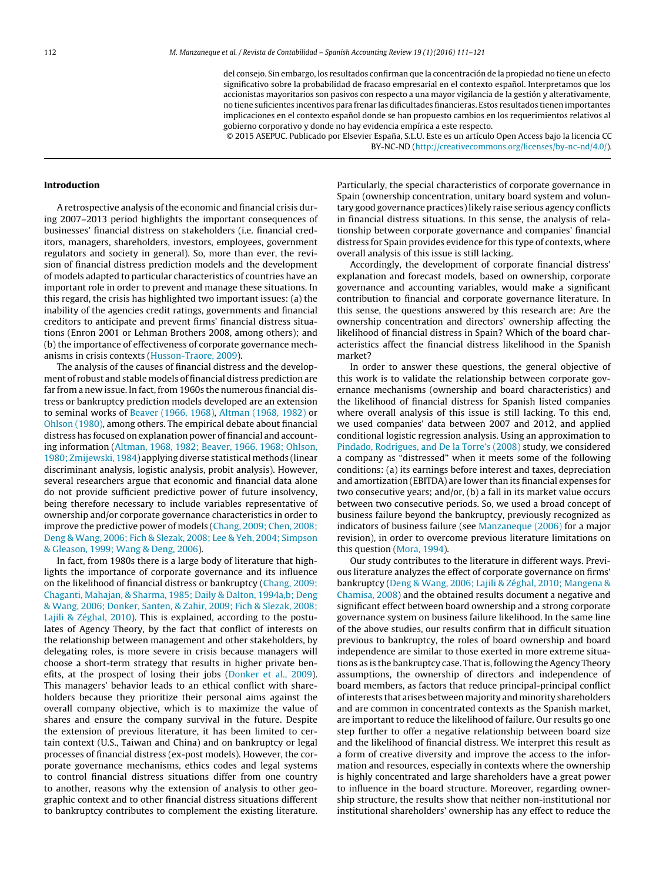del consejo. Sin embargo, los resultados confirman que la concentración de la propiedad no tiene un efecto significativo sobre la probabilidad de fracaso empresarial en el contexto español. Interpretamos que los accionistas mayoritarios son pasivos con respecto a una mayor vigilancia de la gestión y alterativamente, no tiene suficientes incentivos para frenar las dificultades financieras. Estos resultados tienen importantes implicaciones en el contexto español donde se han propuesto cambios en los requerimientos relativos al gobierno corporativo y donde no hay evidencia empírica a este respecto.

© 2015 ASEPUC. Publicado por Elsevier España, S.L.U. Este es un artículo Open Access bajo la licencia CC BY-NC-ND (http://creativecommons.org/licenses/by-nc-nd/4.0/).

## Introduction

A retrospective analysis of the economic and financial crisis during 2007–2013 period highlights the important consequences of businesses' financial distress on stakeholders (i.e. financial creditors, managers, shareholders, investors, employees, government regulators and society in general). So, more than ever, the revision of financial distress prediction models and the development of models adapted to particular characteristics of countries have an important role in order to prevent and manage these situations. In this regard, the crisis has highlighted two important issues: (a) the inability of the agencies credit ratings, governments and financial creditors to anticipate and prevent firms' financial distress situations (Enron 2001 or Lehman Brothers 2008, among others); and (b) the importance of effectiveness of corporate governance mechanisms in crisis contexts (Husson-Traore, 2009).

The analysis of the causes of financial distress and the development of robust and stable models of financial distress prediction are far from a new issue. In fact, from 1960s the numerous financial distress or bankruptcy prediction models developed are an extension to seminal works of Beaver (1966, 1968), Altman (1968, 1982) or Ohlson (1980), among others. The empirical debate about financial distress has focused on explanation power of financial and accounting information (Altman, 1968, 1982; Beaver, 1966, 1968; Ohlson, 1980; Zmijewski, 1984) applying diverse statistical methods (linear discriminant analysis, logistic analysis, probit analysis). However, several researchers argue that economic and financial data alone do not provide sufficient predictive power of future insolvency, being therefore necessary to include variables representative of ownership and/or corporate governance characteristics in order to improve the predictive power of models (Chang, 2009; Chen, 2008; Deng & Wang, 2006; Fich & Slezak, 2008; Lee & Yeh, 2004; Simpson & Gleason, 1999; Wang & Deng, 2006).

In fact, from 1980s there is a large body of literature that highlights the importance of corporate governance and its influence on the likelihood of financial distress or bankruptcy (Chang, 2009; Chaganti, Mahajan, & Sharma, 1985; Daily & Dalton, 1994a,b; Deng & Wang, 2006; Donker, Santen, & Zahir, 2009; Fich & Slezak, 2008; Lajili & Zéghal, 2010). This is explained, according to the postulates of Agency Theory, by the fact that conflict of interests on the relationship between management and other stakeholders, by delegating roles, is more severe in crisis because managers will choose a short-term strategy that results in higher private benefits, at the prospect of losing their jobs (Donker et al., 2009). This managers' behavior leads to an ethical conflict with shareholders because they prioritize their personal aims against the overall company objective, which is to maximize the value of shares and ensure the company survival in the future. Despite the extension of previous literature, it has been limited to certain context (U.S., Taiwan and China) and on bankruptcy or legal processes of financial distress (ex-post models). However, the corporate governance mechanisms, ethics codes and legal systems to control financial distress situations differ from one country to another, reasons why the extension of analysis to other geographic context and to other financial distress situations different to bankruptcy contributes to complement the existing literature. Particularly, the special characteristics of corporate governance in Spain (ownership concentration, unitary board system and voluntary good governance practices) likely raise serious agency conflicts in financial distress situations. In this sense, the analysis of relationship between corporate governance and companies' financial distress for Spain provides evidence for this type of contexts, where overall analysis of this issue is still lacking.

Accordingly, the development of corporate financial distress' explanation and forecast models, based on ownership, corporate governance and accounting variables, would make a significant contribution to financial and corporate governance literature. In this sense, the questions answered by this research are: Are the ownership concentration and directors' ownership affecting the likelihood of financial distress in Spain? Which of the board characteristics affect the financial distress likelihood in the Spanish market?

In order to answer these questions, the general objective of this work is to validate the relationship between corporate governance mechanisms (ownership and board characteristics) and the likelihood of financial distress for Spanish listed companies where overall analysis of this issue is still lacking. To this end, we used companies' data between 2007 and 2012, and applied conditional logistic regression analysis. Using an approximation to Pindado, Rodrigues, and De la Torre's (2008) study, we considered a company as "distressed" when it meets some of the following conditions: (a) its earnings before interest and taxes, depreciation and amortization (EBITDA) are lower than its financial expenses for two consecutive years; and/or, (b) a fall in its market value occurs between two consecutive periods. So, we used a broad concept of business failure beyond the bankruptcy, previously recognized as indicators of business failure (see Manzaneque (2006) for a major revision), in order to overcome previous literature limitations on this question (Mora, 1994).

Our study contributes to the literature in different ways. Previous literature analyzes the effect of corporate governance on firms' bankruptcy (Deng & Wang, 2006; Lajili & Zéghal, 2010; Mangena & Chamisa, 2008) and the obtained results document a negative and significant effect between board ownership and a strong corporate governance system on business failure likelihood. In the same line of the above studies, our results confirm that in difficult situation previous to bankruptcy, the roles of board ownership and board independence are similar to those exerted in more extreme situations as is the bankruptcy case. That is, following the Agency Theory assumptions, the ownership of directors and independence of board members, as factors that reduce principal-principal conflict of interests that arises between majority and minority shareholders and are common in concentrated contexts as the Spanish market, are important to reduce the likelihood of failure. Our results go one step further to offer a negative relationship between board size and the likelihood of financial distress. We interpret this result as a form of creative diversity and improve the access to the information and resources, especially in contexts where the ownership is highly concentrated and large shareholders have a great power to influence in the board structure. Moreover, regarding ownership structure, the results show that neither non-institutional nor institutional shareholders' ownership has any effect to reduce the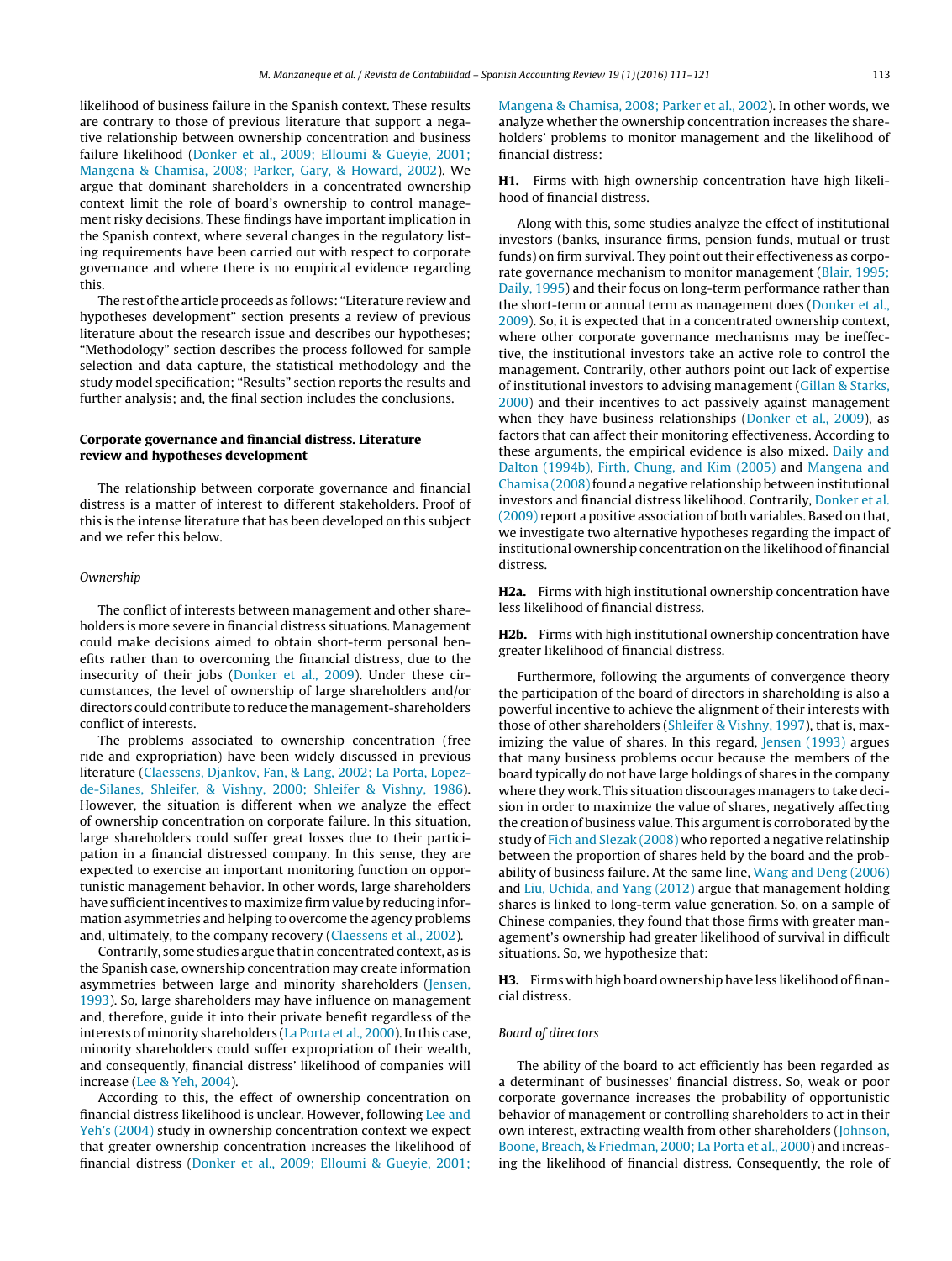likelihood of business failure in the Spanish context. These results are contrary to those of previous literature that support a negative relationship between ownership concentration and business failure likelihood (Donker et al., 2009; Elloumi & Gueyie, 2001; Mangena & Chamisa, 2008; Parker, Gary, & Howard, 2002). We argue that dominant shareholders in a concentrated ownership context limit the role of board's ownership to control management risky decisions. These findings have important implication in the Spanish context, where several changes in the regulatory listing requirements have been carried out with respect to corporate governance and where there is no empirical evidence regarding this.

The rest of the article proceeds as follows: "Literature review and hypotheses development" section presents a review of previous literature about the research issue and describes our hypotheses; "Methodology" section describes the process followed for sample selection and data capture, the statistical methodology and the study model specification; "Results" section reports the results and further analysis; and, the final section includes the conclusions.

## Corporate governance and financial distress. Literature review and hypotheses development

The relationship between corporate governance and financial distress is a matter of interest to different stakeholders. Proof of this is the intense literature that has been developed on this subject and we refer this below.

### *Ownership*

The conflict of interests between management and other shareholders is more severe in financial distress situations. Management could make decisions aimed to obtain short-term personal benefits rather than to overcoming the financial distress, due to the insecurity of their jobs (Donker et al., 2009). Under these circumstances, the level of ownership of large shareholders and/or directors could contribute to reduce the management-shareholders conflict of interests.

The problems associated to ownership concentration (free ride and expropriation) have been widely discussed in previous literature (Claessens, Djankov, Fan, & Lang, 2002; La Porta, Lopez-de-Silanes, Shleifer, & Vishny, 2000; Shleifer & Vishny, 1986). However, the situation is different when we analyze the effect of ownership concentration on corporate failure. In this situation, large shareholders could suffer great losses due to their participation in a financial distressed company. In this sense, they are expected to exercise an important monitoring function on opportunistic management behavior. In other words, large shareholders have sufficient incentives to maximize firm value by reducing information asymmetries and helping to overcome the agency problems and, ultimately, to the company recovery (Claessens et al., 2002).

Contrarily, some studies argue that in concentrated context, as is the Spanish case, ownership concentration may create information asymmetries between large and minority shareholders (Jensen, 1993). So, large shareholders may have influence on management and, therefore, guide it into their private benefit regardless of the interests of minority shareholders (La Porta et al., 2000). In this case, minority shareholders could suffer expropriation of their wealth, and consequently, financial distress' likelihood of companies will increase (Lee & Yeh, 2004).

According to this, the effect of ownership concentration on financial distress likelihood is unclear. However, following Lee and Yeh's (2004) study in ownership concentration context we expect that greater ownership concentration increases the likelihood of financial distress (Donker et al., 2009; Elloumi & Gueyie, 2001; Mangena & Chamisa, 2008; Parker et al., 2002). In other words, we analyze whether the ownership concentration increases the shareholders' problems to monitor management and the likelihood of financial distress:

**H1.** Firms with high ownership concentration have high likelihood of financial distress.

Along with this, some studies analyze the effect of institutional investors (banks, insurance firms, pension funds, mutual or trust funds) on firm survival. They point out their effectiveness as corporate governance mechanism to monitor management (Blair, 1995; Daily, 1995) and their focus on long-term performance rather than the short-term or annual term as management does (Donker et al., 2009). So, it is expected that in a concentrated ownership context, where other corporate governance mechanisms may be ineffective, the institutional investors take an active role to control the management. Contrarily, other authors point out lack of expertise of institutional investors to advising management (Gillan & Starks, 2000) and their incentives to act passively against management when they have business relationships (Donker et al., 2009), as factors that can affect their monitoring effectiveness. According to these arguments, the empirical evidence is also mixed. Daily and Dalton (1994b), Firth, Chung, and Kim (2005) and Mangena and Chamisa (2008) found a negative relationship between institutional investors and financial distress likelihood. Contrarily, Donker et al. (2009) report a positive association of both variables. Based on that, we investigate two alternative hypotheses regarding the impact of institutional ownership concentration on the likelihood of financial distress.

**H2a.** Firms with high institutional ownership concentration have less likelihood of financial distress.

**H2b.** Firms with high institutional ownership concentration have greater likelihood of financial distress.

Furthermore, following the arguments of convergence theory the participation of the board of directors in shareholding is also a powerful incentive to achieve the alignment of their interests with those of other shareholders (Shleifer & Vishny, 1997), that is, maximizing the value of shares. In this regard, Jensen (1993) argues that many business problems occur because the members of the board typically do not have large holdings of shares in the company where they work. This situation discourages managers to take decision in order to maximize the value of shares, negatively affecting the creation of business value. This argument is corroborated by the study of Fich and Slezak (2008) who reported a negative relatinship between the proportion of shares held by the board and the probability of business failure. At the same line, Wang and Deng (2006) and Liu, Uchida, and Yang (2012) argue that management holding shares is linked to long-term value generation. So, on a sample of Chinese companies, they found that those firms with greater management's ownership had greater likelihood of survival in difficult situations. So, we hypothesize that:

**H3.** Firms with high board ownership have less likelihood of financial distress.

### *Board of directors*

The ability of the board to act efficiently has been regarded as a determinant of businesses' financial distress. So, weak or poor corporate governance increases the probability of opportunistic behavior of management or controlling shareholders to act in their own interest, extracting wealth from other shareholders (Johnson, Boone, Breach, & Friedman, 2000; La Porta et al., 2000) and increasing the likelihood of financial distress. Consequently, the role of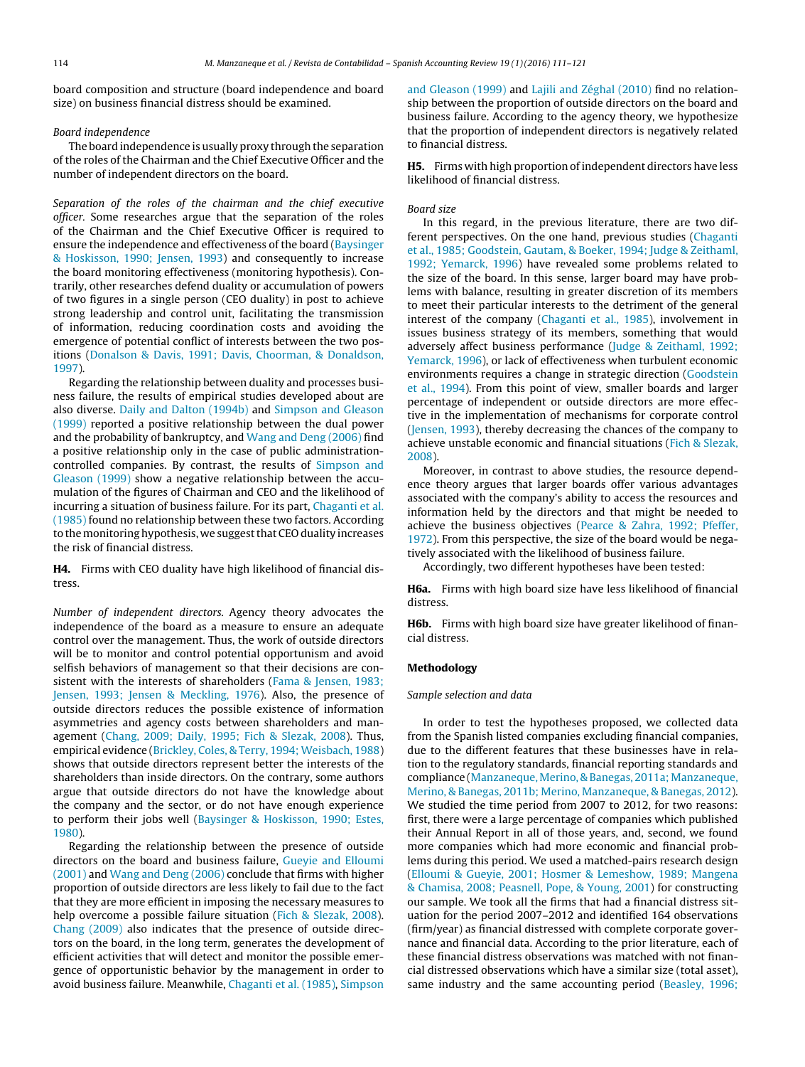board composition and structure (board independence and board size) on business financial distress should be examined.

*Board independence*

The board independence is usually proxy through the separation of the roles of the Chairman and the Chief Executive Officer and the number of independent directors on the board.

*Separation of the roles of the chairman and the chief executive officer.* Some researches argue that the separation of the roles of the Chairman and the Chief Executive Officer is required to ensure the independence and effectiveness of the board (Baysinger & Hoskisson, 1990; Jensen, 1993) and consequently to increase the board monitoring effectiveness (monitoring hypothesis). Contrarily, other researches defend duality or accumulation of powers of two figures in a single person (CEO duality) in post to achieve strong leadership and control unit, facilitating the transmission of information, reducing coordination costs and avoiding the emergence of potential conflict of interests between the two positions (Donalson & Davis, 1991; Davis, Choorman, & Donaldson, 1997).

Regarding the relationship between duality and processes business failure, the results of empirical studies developed about are also diverse. Daily and Dalton (1994b) and Simpson and Gleason (1999) reported a positive relationship between the dual power and the probability of bankruptcy, and Wang and Deng (2006) find a positive relationship only in the case of public administration-controlled companies. By contrast, the results of Simpson and Gleason (1999) show a negative relationship between the accumulation of the figures of Chairman and CEO and the likelihood of incurring a situation of business failure. For its part, Chaganti et al. (1985) found no relationship between these two factors. According to the monitoring hypothesis, we suggest that CEO duality increases the risk of financial distress.

**H4.** Firms with CEO duality have high likelihood of financial distress.

*Number of independent directors.* Agency theory advocates the independence of the board as a measure to ensure an adequate control over the management. Thus, the work of outside directors will be to monitor and control potential opportunism and avoid selfish behaviors of management so that their decisions are consistent with the interests of shareholders (Fama & Jensen, 1983; Jensen, 1993; Jensen & Meckling, 1976). Also, the presence of outside directors reduces the possible existence of information asymmetries and agency costs between shareholders and management (Chang, 2009; Daily, 1995; Fich & Slezak, 2008). Thus, empirical evidence (Brickley, Coles, & Terry, 1994; Weisbach, 1988) shows that outside directors represent better the interests of the shareholders than inside directors. On the contrary, some authors argue that outside directors do not have the knowledge about the company and the sector, or do not have enough experience to perform their jobs well (Baysinger & Hoskisson, 1990; Estes, 1980).

Regarding the relationship between the presence of outside directors on the board and business failure, Gueyie and Elloumi (2001) and Wang and Deng (2006) conclude that firms with higher proportion of outside directors are less likely to fail due to the fact that they are more efficient in imposing the necessary measures to help overcome a possible failure situation (Fich & Slezak, 2008). Chang (2009) also indicates that the presence of outside directors on the board, in the long term, generates the development of efficient activities that will detect and monitor the possible emergence of opportunistic behavior by the management in order to avoid business failure. Meanwhile, Chaganti et al. (1985), Simpson and Gleason (1999) and Lajili and Zéghal (2010) find no relationship between the proportion of outside directors on the board and business failure. According to the agency theory, we hypothesize that the proportion of independent directors is negatively related to financial distress.

**H5.** Firms with high proportion of independent directors have less likelihood of financial distress.

*Board size*

In this regard, in the previous literature, there are two different perspectives. On the one hand, previous studies (Chaganti et al., 1985; Goodstein, Gautam, & Boeker, 1994; Judge & Zeithaml, 1992; Yemarck, 1996) have revealed some problems related to the size of the board. In this sense, larger board may have problems with balance, resulting in greater discretion of its members to meet their particular interests to the detriment of the general interest of the company (Chaganti et al., 1985), involvement in issues business strategy of its members, something that would adversely affect business performance (Judge & Zeithaml, 1992; Yemarck, 1996), or lack of effectiveness when turbulent economic environments requires a change in strategic direction (Goodstein et al., 1994). From this point of view, smaller boards and larger percentage of independent or outside directors are more effective in the implementation of mechanisms for corporate control (Jensen, 1993), thereby decreasing the chances of the company to achieve unstable economic and financial situations (Fich & Slezak, 2008).

Moreover, in contrast to above studies, the resource dependence theory argues that larger boards offer various advantages associated with the company's ability to access the resources and information held by the directors and that might be needed to achieve the business objectives (Pearce & Zahra, 1992; Pfeffer, 1972). From this perspective, the size of the board would be negatively associated with the likelihood of business failure.

Accordingly, two different hypotheses have been tested:

**H6a.** Firms with high board size have less likelihood of financial distress.

**H6b.** Firms with high board size have greater likelihood of financial distress.

## Methodology

*Sample selection and data*

In order to test the hypotheses proposed, we collected data from the Spanish listed companies excluding financial companies, due to the different features that these businesses have in relation to the regulatory standards, financial reporting standards and compliance (Manzaneque, Merino, & Banegas, 2011a; Manzaneque, Merino, & Banegas, 2011b; Merino, Manzaneque, & Banegas, 2012). We studied the time period from 2007 to 2012, for two reasons: first, there were a large percentage of companies which published their Annual Report in all of those years, and, second, we found more companies which had more economic and financial problems during this period. We used a matched-pairs research design (Elloumi & Gueyie, 2001; Hosmer & Lemeshow, 1989; Mangena & Chamisa, 2008; Peasnell, Pope, & Young, 2001) for constructing our sample. We took all the firms that had a financial distress situation for the period 2007–2012 and identified 164 observations (firm/year) as financial distressed with complete corporate governance and financial data. According to the prior literature, each of these financial distress observations was matched with not financial distressed observations which have a similar size (total asset), same industry and the same accounting period (Beasley, 1996;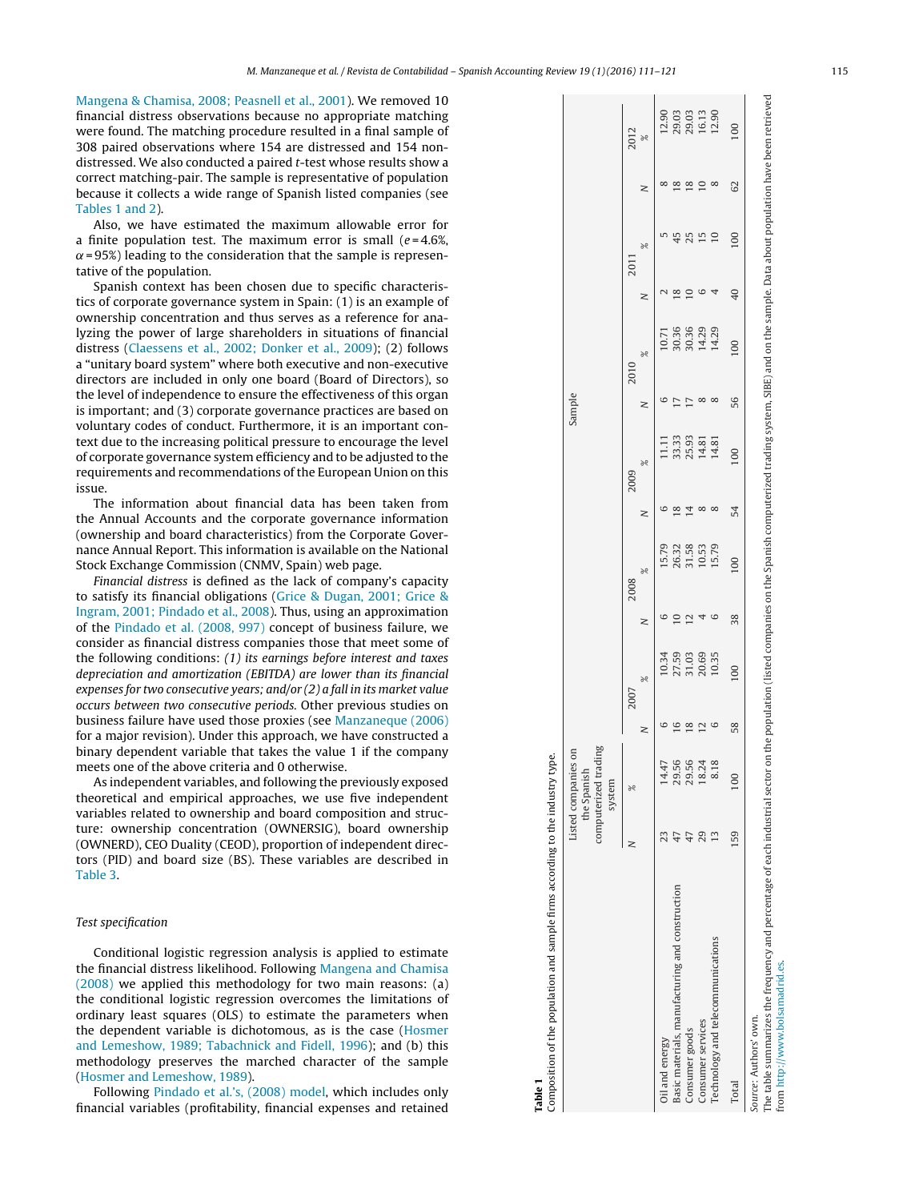Mangena & Chamisa, 2008; Peasnell et al., 2001). We removed 10 financial distress observations because no appropriate matching were found. The matching procedure resulted in a final sample of 308 paired observations where 154 are distressed and 154 non-distressed. We also conducted a paired *t*-test whose results show a correct matching-pair. The sample is representative of population because it collects a wide range of Spanish listed companies (see Tables 1 and 2).

Also, we have estimated the maximum allowable error for a finite population test. The maximum error is small ($e$ = 4.6%, $\alpha$ = 95%) leading to the consideration that the sample is representative of the population.

Spanish context has been chosen due to specific characteristics of corporate governance system in Spain: (1) is an example of ownership concentration and thus serves as a reference for analyzing the power of large shareholders in situations of financial distress (Claessens et al., 2002; Donker et al., 2009); (2) follows a "unitary board system" where both executive and non-executive directors are included in only one board (Board of Directors), so the level of independence to ensure the effectiveness of this organ is important; and (3) corporate governance practices are based on voluntary codes of conduct. Furthermore, it is an important context due to the increasing political pressure to encourage the level of corporate governance system efficiency and to be adjusted to the requirements and recommendations of the European Union on this issue.

The information about financial data has been taken from the Annual Accounts and the corporate governance information (ownership and board characteristics) from the Corporate Governance Annual Report. This information is available on the National Stock Exchange Commission (CNMV, Spain) web page.

*Financial distress* is defined as the lack of company's capacity to satisfy its financial obligations (Grice & Dugan, 2001; Grice & Ingram, 2001; Pindado et al., 2008). Thus, using an approximation of the Pindado et al. (2008, 997) concept of business failure, we consider as financial distress companies those that meet some of the following conditions: *(1) its earnings before interest and taxes depreciation and amortization (EBITDA) are lower than its financial expenses for two consecutive years; and/or (2) a fall in its market value occurs between two consecutive periods.* Other previous studies on business failure have used those proxies (see Manzaneque (2006) for a major revision). Under this approach, we have constructed a binary dependent variable that takes the value 1 if the company meets one of the above criteria and 0 otherwise.

As independent variables, and following the previously exposed theoretical and empirical approaches, we use five independent variables related to ownership and board composition and structure: ownership concentration (OWNERSIG), board ownership (OWNERD), CEO Duality (CEOD), proportion of independent directors (PID) and board size (BS). These variables are described in Table 3.

*Test specification*

Conditional logistic regression analysis is applied to estimate the financial distress likelihood. Following Mangena and Chamisa (2008) we applied this methodology for two main reasons: (a) the conditional logistic regression overcomes the limitations of ordinary least squares (OLS) to estimate the parameters when the dependent variable is dichotomous, as is the case (Hosmer and Lemeshow, 1989; Tabachnick and Fidell, 1996); and (b) this methodology preserves the marched character of the sample (Hosmer and Lemeshow, 1989).

Following Pindado et al.'s, (2008) model, which includes only financial variables (profitability, financial expenses and retained

**Table 1**
Composition of the population and sample firms according to the industry type.

| | Listed companies on the Spanish computerized trading system | | Sample | | | | | | | | | | | |
|---|---|---|---|---|---|---|---|---|---|---|---|---|---|---|
| | | | 2007 | | 2008 | | 2009 | | 2010 | | 2011 | | 2012 | |
| | N | % | N | % | N | % | N | % | N | % | N | % | N | % |
| Oil and energy | 23 | 14.47 | 6 | 10.34 | 6 | 15.79 | 6 | 11.11 | 6 | 10.71 | 2 | 5 | 8 | 12.90 |
| Basic materials, manufacturing and construction | 47 | 29.56 | 16 | 27.59 | 10 | 26.32 | 18 | 33.33 | 17 | 30.36 | 18 | 45 | 18 | 29.03 |
| Consumer goods | 47 | 29.56 | 18 | 31.03 | 12 | 31.58 | 14 | 25.93 | 17 | 30.36 | 10 | 25 | 18 | 29.03 |
| Consumer services | 29 | 18.24 | 12 | 20.69 | 4 | 10.53 | 8 | 14.81 | 8 | 14.29 | 6 | 15 | 10 | 16.13 |
| Technology and telecommunications | 13 | 8.18 | 6 | 10.35 | 6 | 15.79 | 8 | 14.81 | 8 | 14.29 | 4 | 10 | 8 | 12.90 |
| Total | 159 | 100 | 58 | 100 | 38 | 100 | 54 | 100 | 56 | 100 | 40 | 100 | 62 | 100 |

*Source:* Authors' own.
The table summarizes the frequency and percentage of each industrial sector on the population (listed companies on the Spanish computerized trading system, SIBE) and on the sample. Data about population have been retrieved from http://www.bolsamadrid.es.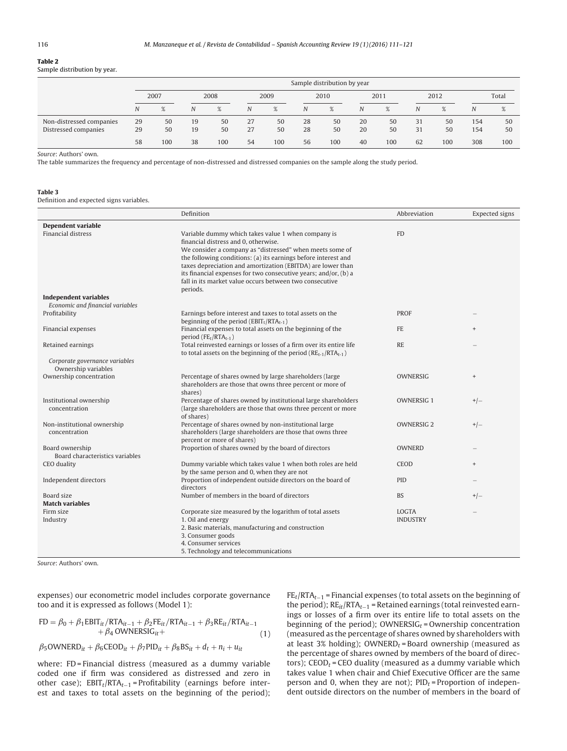**Table 2**
Sample distribution by year.

| | Sample distribution by year | | | | | | | | | | | | | |
|---|---|---|---|---|---|---|---|---|---|---|---|---|---|---|
| | 2007 | | 2008 | | 2009 | | 2010 | | 2011 | | 2012 | | Total | |
| | N | % | N | % | N | % | N | % | N | % | N | % | N | % |
| Non-distressed companies | 29 | 50 | 19 | 50 | 27 | 50 | 28 | 50 | 20 | 50 | 31 | 50 | 154 | 50 |
| Distressed companies | 29 | 50 | 19 | 50 | 27 | 50 | 28 | 50 | 20 | 50 | 31 | 50 | 154 | 50 |
| | 58 | 100 | 38 | 100 | 54 | 100 | 56 | 100 | 40 | 100 | 62 | 100 | 308 | 100 |

*Source*: Authors' own.
The table summarizes the frequency and percentage of non-distressed and distressed companies on the sample along the study period.

**Table 3**
Definition and expected signs variables.

| | Definition | Abbreviation | Expected signs |
|---|---|---|---|
| **Dependent variable** | | | |
| Financial distress | Variable dummy which takes value 1 when company is financial distress and 0, otherwise. We consider a company as "distressed" when meets some of the following conditions: (a) its earnings before interest and taxes depreciation and amortization (EBITDA) are lower than its financial expenses for two consecutive years; and/or, (b) a fall in its market value occurs between two consecutive periods. | FD | |
| **Independent variables** | | | |
| *Economic and financial variables* | | | |
| Profitability | Earnings before interest and taxes to total assets on the beginning of the period ($EBIT_t/RTA_{t-1}$) | PROF | − |
| Financial expenses | Financial expenses to total assets on the beginning of the period ($FE_t/RTA_{t-1}$) | FE | + |
| Retained earnings | Total reinvested earnings or losses of a firm over its entire life to total assets on the beginning of the period ($RE_{t-1}/RTA_{t-1}$) | RE | − |
| *Corporate governance variables* | | | |
| Ownership variables | | | |
| Ownership concentration | Percentage of shares owned by large shareholders (large shareholders are those that owns three percent or more of shares) | OWNERSIG | + |
| Institutional ownership concentration | Percentage of shares owned by institutional large shareholders (large shareholders are those that owns three percent or more of shares) | OWNERSIG 1 | +/− |
| Non-institutional ownership concentration | Percentage of shares owned by non-institutional large shareholders (large shareholders are those that owns three percent or more of shares) | OWNERSIG 2 | +/− |
| Board ownership | Proportion of shares owned by the board of directors | OWNERD | − |
| Board characteristics variables | | | |
| CEO duality | Dummy variable which takes value 1 when both roles are held by the same person and 0, when they are not | CEOD | + |
| Independent directors | Proportion of independent outside directors on the board of directors | PID | − |
| Board size | Number of members in the board of directors | BS | +/− |
| **Match variables** | | | |
| Firm size | Corporate size measured by the logarithm of total assets | LOGTA | − |
| Industry | 1. Oil and energy<br>2. Basic materials, manufacturing and construction<br>3. Consumer goods<br>4. Consumer services<br>5. Technology and telecommunications | INDUSTRY | |

*Source*: Authors' own.

expenses) our econometric model includes corporate governance too and it is expressed as follows (Model 1):

$$FD = \beta_0 + \beta_1 EBIT_{it}/RTA_{it-1} + \beta_2 FE_{it}/RTA_{it-1} + \beta_3 RE_{it}/RTA_{it-1} + \beta_4\, OWNERSIG_{it} + \qquad (1)$$

$$\beta_5 OWNERD_{it} + \beta_6 CEOD_{it} + \beta_7 PID_{it} + \beta_8 BS_{it} + d_t + n_i + u_{it}$$

where: FD = Financial distress (measured as a dummy variable coded one if firm was considered as distressed and zero in other case); $EBIT_t/RTA_{t-1}$ = Profitability (earnings before interest and taxes to total assets on the beginning of the period); $FE_t/RTA_{t-1}$ = Financial expenses (to total assets on the beginning of the period); $RE_{it}/RTA_{t-1}$ = Retained earnings (total reinvested earnings or losses of a firm over its entire life to total assets on the beginning of the period); $OWNERSIG_t$ = Ownership concentration (measured as the percentage of shares owned by shareholders with at least 3% holding); $OWNERD_t$ = Board ownership (measured as the percentage of shares owned by members of the board of directors); $CEOD_t$ = CEO duality (measured as a dummy variable which takes value 1 when chair and Chief Executive Officer are the same person and 0, when they are not); $PID_t$ = Proportion of independent outside directors on the number of members in the board of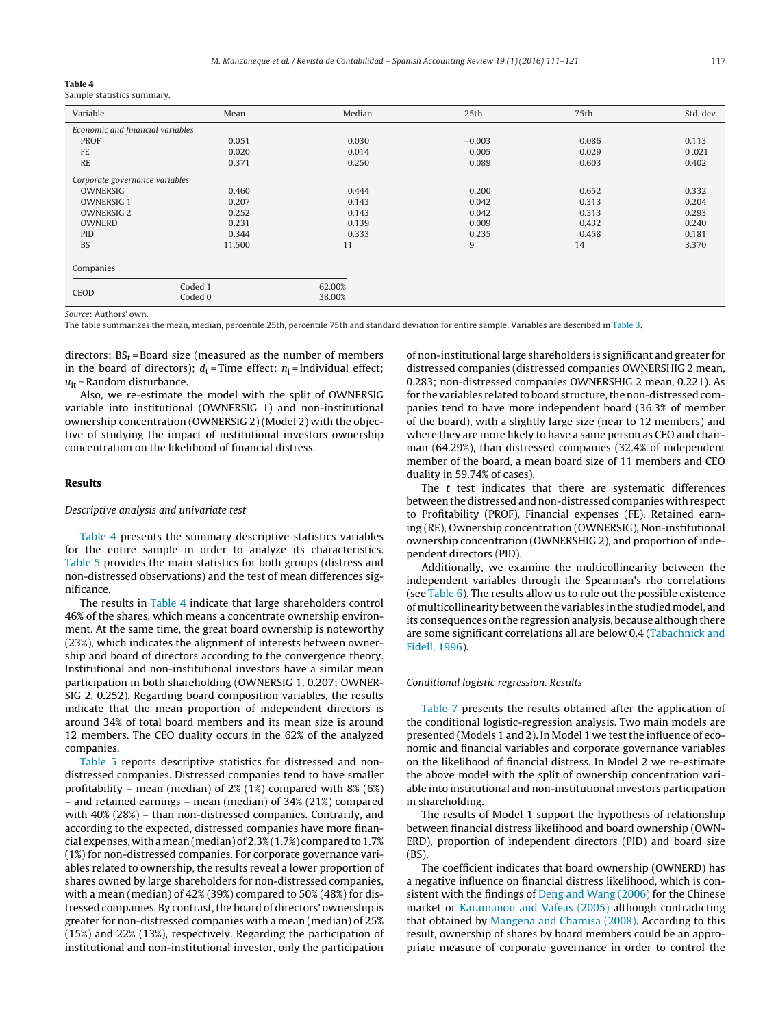**Table 4**
Sample statistics summary.

| Variable | | Mean | Median | 25th | 75th | Std. dev. |
|---|---|---|---|---|---|---|
| *Economic and financial variables* | | | | | | |
| PROF | | 0.051 | 0.030 | −0.003 | 0.086 | 0.113 |
| FE | | 0.020 | 0.014 | 0.005 | 0.029 | 0 .021 |
| RE | | 0.371 | 0.250 | 0.089 | 0.603 | 0.402 |
| *Corporate governance variables* | | | | | | |
| OWNERSIG | | 0.460 | 0.444 | 0.200 | 0.652 | 0.332 |
| OWNERSIG 1 | | 0.207 | 0.143 | 0.042 | 0.313 | 0.204 |
| OWNERSIG 2 | | 0.252 | 0.143 | 0.042 | 0.313 | 0.293 |
| OWNERD | | 0.231 | 0.139 | 0.009 | 0.432 | 0.240 |
| PID | | 0.344 | 0.333 | 0.235 | 0.458 | 0.181 |
| BS | | 11.500 | 11 | 9 | 14 | 3.370 |
| Companies | | | | | | |
| CEOD | Coded 1 | | 62.00% | | | |
| | Coded 0 | | 38.00% | | | |

*Source*: Authors' own.
The table summarizes the mean, median, percentile 25th, percentile 75th and standard deviation for entire sample. Variables are described in Table 3.

directors; $BS_t$ = Board size (measured as the number of members in the board of directors); $d_t$ = Time effect; $n_i$ = Individual effect; $u_{it}$ = Random disturbance.

Also, we re-estimate the model with the split of OWNERSIG variable into institutional (OWNERSIG 1) and non-institutional ownership concentration (OWNERSIG 2) (Model 2) with the objective of studying the impact of institutional investors ownership concentration on the likelihood of financial distress.

## Results

### *Descriptive analysis and univariate test*

Table 4 presents the summary descriptive statistics variables for the entire sample in order to analyze its characteristics. Table 5 provides the main statistics for both groups (distress and non-distressed observations) and the test of mean differences significance.

The results in Table 4 indicate that large shareholders control 46% of the shares, which means a concentrate ownership environment. At the same time, the great board ownership is noteworthy (23%), which indicates the alignment of interests between ownership and board of directors according to the convergence theory. Institutional and non-institutional investors have a similar mean participation in both shareholding (OWNERSIG 1, 0.207; OWNERSIG 2, 0.252). Regarding board composition variables, the results indicate that the mean proportion of independent directors is around 34% of total board members and its mean size is around 12 members. The CEO duality occurs in the 62% of the analyzed companies.

Table 5 reports descriptive statistics for distressed and non-distressed companies. Distressed companies tend to have smaller profitability – mean (median) of 2% (1%) compared with 8% (6%) – and retained earnings – mean (median) of 34% (21%) compared with 40% (28%) – than non-distressed companies. Contrarily, and according to the expected, distressed companies have more financial expenses, with a mean (median) of 2.3% (1.7%) compared to 1.7% (1%) for non-distressed companies. For corporate governance variables related to ownership, the results reveal a lower proportion of shares owned by large shareholders for non-distressed companies, with a mean (median) of 42% (39%) compared to 50% (48%) for distressed companies. By contrast, the board of directors' ownership is greater for non-distressed companies with a mean (median) of 25% (15%) and 22% (13%), respectively. Regarding the participation of institutional and non-institutional investor, only the participation of non-institutional large shareholders is significant and greater for distressed companies (distressed companies OWNERSHIG 2 mean, 0.283; non-distressed companies OWNERSHIG 2 mean, 0.221). As for the variables related to board structure, the non-distressed companies tend to have more independent board (36.3% of member of the board), with a slightly large size (near to 12 members) and where they are more likely to have a same person as CEO and chairman (64.29%), than distressed companies (32.4% of independent member of the board, a mean board size of 11 members and CEO duality in 59.74% of cases).

The $t$ test indicates that there are systematic differences between the distressed and non-distressed companies with respect to Profitability (PROF), Financial expenses (FE), Retained earning (RE), Ownership concentration (OWNERSIG), Non-institutional ownership concentration (OWNERSHIG 2), and proportion of independent directors (PID).

Additionally, we examine the multicollinearity between the independent variables through the Spearman's rho correlations (see Table 6). The results allow us to rule out the possible existence of multicollinearity between the variables in the studied model, and its consequences on the regression analysis, because although there are some significant correlations all are below 0.4 (Tabachnick and Fidell, 1996).

### *Conditional logistic regression. Results*

Table 7 presents the results obtained after the application of the conditional logistic-regression analysis. Two main models are presented (Models 1 and 2). In Model 1 we test the influence of economic and financial variables and corporate governance variables on the likelihood of financial distress. In Model 2 we re-estimate the above model with the split of ownership concentration variable into institutional and non-institutional investors participation in shareholding.

The results of Model 1 support the hypothesis of relationship between financial distress likelihood and board ownership (OWNERD), proportion of independent directors (PID) and board size (BS).

The coefficient indicates that board ownership (OWNERD) has a negative influence on financial distress likelihood, which is consistent with the findings of Deng and Wang (2006) for the Chinese market or Karamanou and Vafeas (2005) although contradicting that obtained by Mangena and Chamisa (2008). According to this result, ownership of shares by board members could be an appropriate measure of corporate governance in order to control the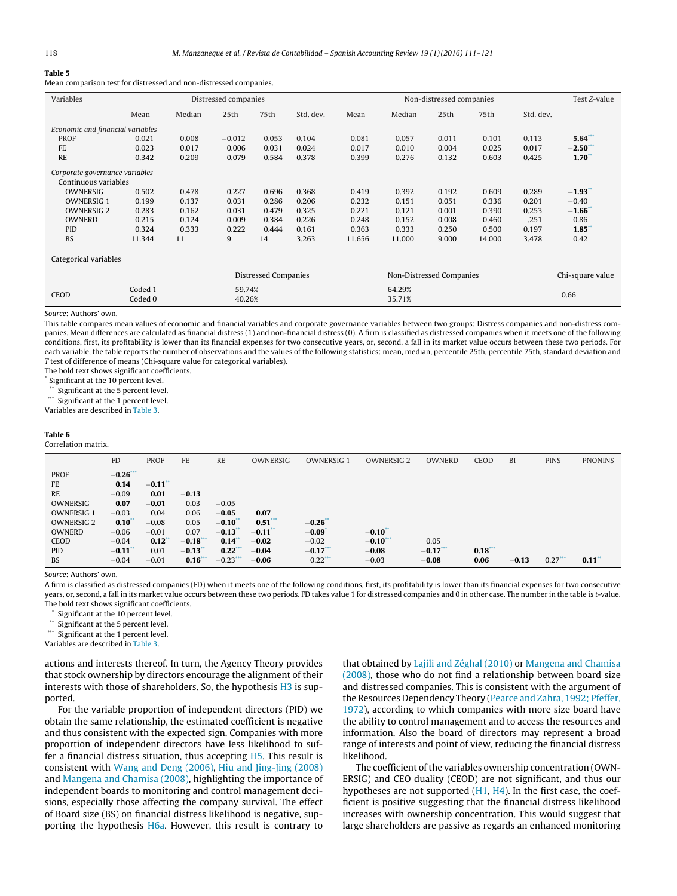**Table 5**
Mean comparison test for distressed and non-distressed companies.

| Variables | Distressed companies | | | | | Non-distressed companies | | | | | Test *Z*-value |
|---|---|---|---|---|---|---|---|---|---|---|---|
| | Mean | Median | 25th | 75th | Std. dev. | Mean | Median | 25th | 75th | Std. dev. | |
| *Economic and financial variables* | | | | | | | | | | | |
| PROF | 0.021 | 0.008 | −0.012 | 0.053 | 0.104 | 0.081 | 0.057 | 0.011 | 0.101 | 0.113 | **5.64*****|
| FE | 0.023 | 0.017 | 0.006 | 0.031 | 0.024 | 0.017 | 0.010 | 0.004 | 0.025 | 0.017 | **−2.50***** |
| RE | 0.342 | 0.209 | 0.079 | 0.584 | 0.378 | 0.399 | 0.276 | 0.132 | 0.603 | 0.425 | **1.70**** |
| *Corporate governance variables* | | | | | | | | | | | |
| Continuous variables | | | | | | | | | | | |
| OWNERSIG | 0.502 | 0.478 | 0.227 | 0.696 | 0.368 | 0.419 | 0.392 | 0.192 | 0.609 | 0.289 | **−1.93**** |
| OWNERSIG 1 | 0.199 | 0.137 | 0.031 | 0.286 | 0.206 | 0.232 | 0.151 | 0.051 | 0.336 | 0.201 | −0.40 |
| OWNERSIG 2 | 0.283 | 0.162 | 0.031 | 0.479 | 0.325 | 0.221 | 0.121 | 0.001 | 0.390 | 0.253 | **−1.66**** |
| OWNERD | 0.215 | 0.124 | 0.009 | 0.384 | 0.226 | 0.248 | 0.152 | 0.008 | 0.460 | 0.246 | 0.86 |
| PID | 0.324 | 0.333 | 0.222 | 0.444 | 0.161 | 0.363 | 0.333 | 0.250 | 0.500 | 0.197 | **1.85**** |
| BS | 11.344 | 11 | 9 | 14 | 3.263 | 11.656 | 11.000 | 9.000 | 14.000 | 3.478 | 0.42 |

Categorical variables

| | | Distressed Companies | Non-Distressed Companies | Chi-square value |
|---|---|---|---|---|
| CEOD | Coded 1 | 59.74% | 64.29% | 0.66 |
| | Coded 0 | 40.26% | 35.71% | |

*Source*: Authors' own.

This table compares mean values of economic and financial variables and corporate governance variables between two groups: Distress companies and non-distress companies. Mean differences are calculated as financial distress (1) and non-financial distress (0). A firm is classified as distressed companies when it meets one of the following conditions, first, its profitability is lower than its financial expenses for two consecutive years, or, second, a fall in its market value occurs between these two periods. For each variable, the table reports the number of observations and the values of the following statistics: mean, median, percentile 25th, percentile 75th, standard deviation and *T* test of difference of means (Chi-square value for categorical variables).

The bold text shows significant coefficients.

\* Significant at the 10 percent level.

\*\* Significant at the 5 percent level.

\*\*\* Significant at the 1 percent level.

Variables are described in Table 3.

**Table 6**
Correlation matrix.

| | FD | PROF | FE | RE | OWNERSIG | OWNERSIG 1 | OWNERSIG 2 | OWNERD | CEOD | BI | PINS | PNONINS |
|---|---|---|---|---|---|---|---|---|---|---|---|---|
| PROF | **−0.26***** | | | | | | | | | | | |
| FE | **0.14** | **−0.11**** | | | | | | | | | | |
| RE | −0.09 | **0.01** | **−0.13** | | | | | | | | | |
| OWNERSIG | **0.07** | **−0.01** | 0.03 | −0.05 | | | | | | | | |
| OWNERSIG 1 | −0.03 | 0.04 | 0.06 | **−0.05** | **0.07** | | | | | | | |
| OWNERSIG 2 | **0.10**** | −0.08 | 0.05 | **−0.10**** | **0.51***** | **−0.26**** | | | | | | |
| OWNERD | −0.06 | −0.01 | 0.07 | **−0.13**** | **−0.11**** | **−0.09*** | **−0.10**** | | | | | |
| CEOD | −0.04 | **0.12**** | **−0.18***** | **0.14**** | **−0.02** | −0.02 | **−0.10***** | 0.05 | | | | |
| PID | **−0.11**** | 0.01 | **−0.13**** | **0.22***** | **−0.04** | **−0.17***** | **−0.08** | **−0.17***** | **0.18***** | | | |
| BS | −0.04 | −0.01 | **0.16***** | −0.23*** | **−0.06** | 0.22*** | −0.03 | **−0.08** | **0.06** | **−0.13** | 0.27*** | **0.11**** |

*Source*: Authors' own.

A firm is classified as distressed companies (FD) when it meets one of the following conditions, first, its profitability is lower than its financial expenses for two consecutive years, or, second, a fall in its market value occurs between these two periods. FD takes value 1 for distressed companies and 0 in other case. The number in the table is *t*-value.

The bold text shows significant coefficients.

\* Significant at the 10 percent level.

\*\* Significant at the 5 percent level.

\*\*\* Significant at the 1 percent level.

Variables are described in Table 3.

actions and interests thereof. In turn, the Agency Theory provides that stock ownership by directors encourage the alignment of their interests with those of shareholders. So, the hypothesis H3 is supported.

For the variable proportion of independent directors (PID) we obtain the same relationship, the estimated coefficient is negative and thus consistent with the expected sign. Companies with more proportion of independent directors have less likelihood to suffer a financial distress situation, thus accepting H5. This result is consistent with Wang and Deng (2006), Hiu and Jing-Jing (2008) and Mangena and Chamisa (2008), highlighting the importance of independent boards to monitoring and control management decisions, especially those affecting the company survival. The effect of Board size (BS) on financial distress likelihood is negative, supporting the hypothesis H6a. However, this result is contrary to that obtained by Lajili and Zéghal (2010) or Mangena and Chamisa (2008), those who do not find a relationship between board size and distressed companies. This is consistent with the argument of the Resources Dependency Theory (Pearce and Zahra, 1992; Pfeffer, 1972), according to which companies with more size board have the ability to control management and to access the resources and information. Also the board of directors may represent a broad range of interests and point of view, reducing the financial distress likelihood.

The coefficient of the variables ownership concentration (OWNERSIG) and CEO duality (CEOD) are not significant, and thus our hypotheses are not supported (H1, H4). In the first case, the coefficient is positive suggesting that the financial distress likelihood increases with ownership concentration. This would suggest that large shareholders are passive as regards an enhanced monitoring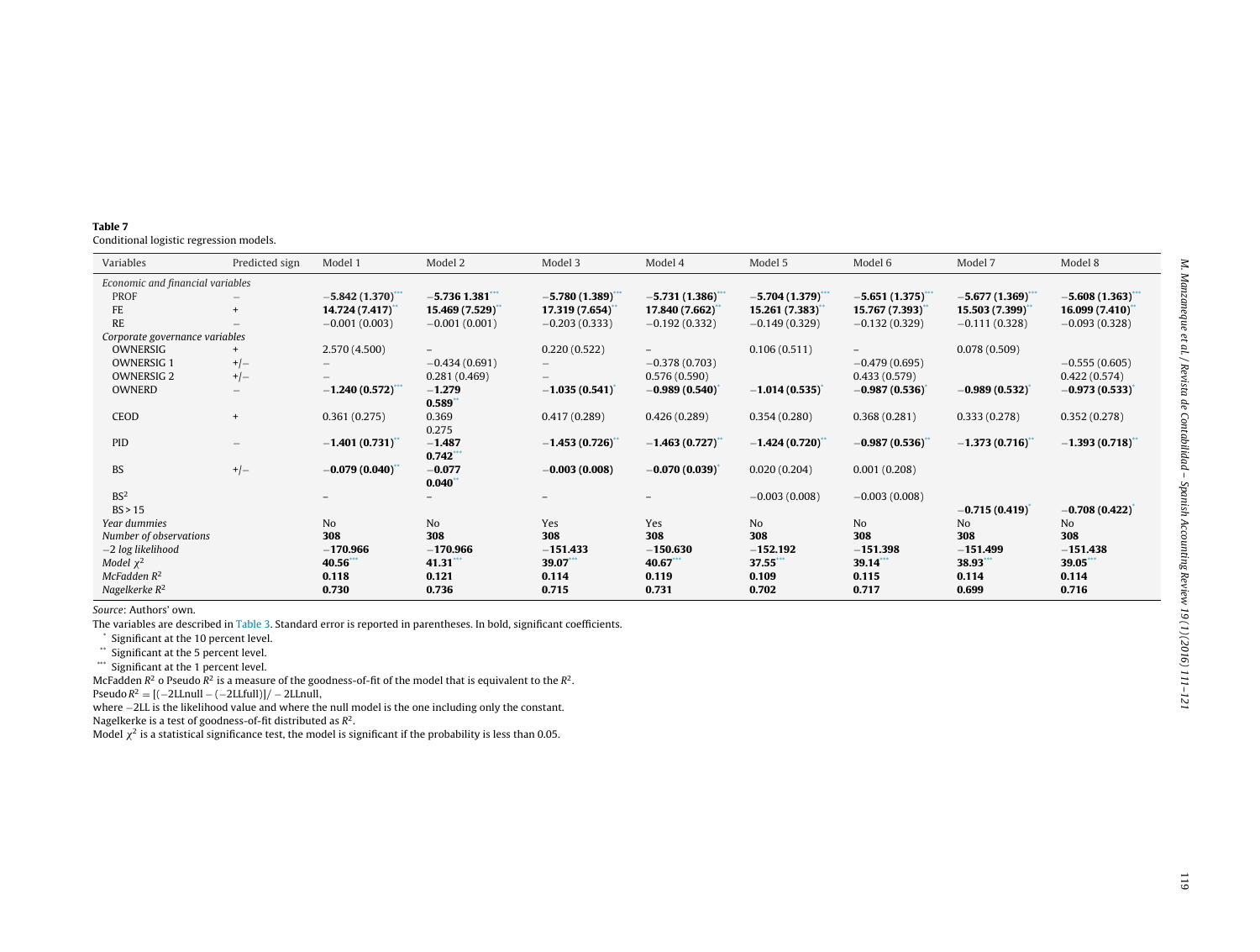**Table 7**
Conditional logistic regression models.

| Variables | Predicted sign | Model 1 | Model 2 | Model 3 | Model 4 | Model 5 | Model 6 | Model 7 | Model 8 |
|---|---|---|---|---|---|---|---|---|---|
| *Economic and financial variables* | | | | | | | | | |
| PROF | − | **−5.842 (1.370)**\*\*\* | **−5.736 1.381**\*\*\* | **−5.780 (1.389)**\*\*\* | **−5.731 (1.386)**\*\*\* | **−5.704 (1.379)**\*\*\* | **−5.651 (1.375)**\*\*\* | **−5.677 (1.369)**\*\*\* | **−5.608 (1.363)**\*\*\* |
| FE | + | **14.724 (7.417)**\*\* | **15.469 (7.529)**\*\* | **17.319 (7.654)**\*\* | **17.840 (7.662)**\*\* | **15.261 (7.383)**\*\* | **15.767 (7.393)**\*\* | **15.503 (7.399)**\*\* | **16.099 (7.410)**\*\* |
| RE | − | −0.001 (0.003) | −0.001 (0.001) | −0.203 (0.333) | −0.192 (0.332) | −0.149 (0.329) | −0.132 (0.329) | −0.111 (0.328) | −0.093 (0.328) |
| *Corporate governance variables* | | | | | | | | | |
| OWNERSIG | + | 2.570 (4.500) | – | 0.220 (0.522) | – | 0.106 (0.511) | – | 0.078 (0.509) | |
| OWNERSIG 1 | +/− | – | −0.434 (0.691) | – | −0.378 (0.703) | | −0.479 (0.695) | | −0.555 (0.605) |
| OWNERSIG 2 | +/− | – | 0.281 (0.469) | – | 0.576 (0.590) | | 0.433 (0.579) | | 0.422 (0.574) |
| OWNERD | − | **−1.240 (0.572)**\*\*\* | **−1.279 0.589**\*\* | **−1.035 (0.541)**\* | **−0.989 (0.540)**\* | **−1.014 (0.535)**\* | **−0.987 (0.536)**\* | **−0.989 (0.532)**\* | **−0.973 (0.533)**\* |
| CEOD | + | 0.361 (0.275) | 0.369 0.275 | 0.417 (0.289) | 0.426 (0.289) | 0.354 (0.280) | 0.368 (0.281) | 0.333 (0.278) | 0.352 (0.278) |
| PID | − | **−1.401 (0.731)**\*\* | **−1.487 0.742**\*\*\* | **−1.453 (0.726)**\*\* | **−1.463 (0.727)**\*\* | **−1.424 (0.720)**\*\* | **−0.987 (0.536)**\*\* | **−1.373 (0.716)**\*\* | **−1.393 (0.718)**\*\* |
| BS | +/− | **−0.079 (0.040)**\*\* | **−0.077 0.040**\*\* | **−0.003 (0.008)** | **−0.070 (0.039)**\* | 0.020 (0.204) | 0.001 (0.208) | | |
| $BS^2$ | | – | – | – | – | −0.003 (0.008) | −0.003 (0.008) | | |
| BS > 15 | | | | | | | | **−0.715 (0.419)**\* | **−0.708 (0.422)**\* |
| *Year dummies* | | No | No | Yes | Yes | No | No | No | No |
| *Number of observations* | | **308** | **308** | **308** | **308** | **308** | **308** | **308** | **308** |
| *−2 log likelihood* | | **−170.966** | **−170.966** | **−151.433** | **−150.630** | **−152.192** | **−151.398** | **−151.499** | **−151.438** |
| *Model $\chi^2$* | | **40.56**\*\*\* | **41.31**\*\*\* | **39.07**\*\*\* | **40.67**\*\*\* | **37.55**\*\*\* | **39.14**\*\*\* | **38.93**\*\*\* | **39.05**\*\*\* |
| *McFadden $R^2$* | | **0.118** | **0.121** | **0.114** | **0.119** | **0.109** | **0.115** | **0.114** | **0.114** |
| *Nagelkerke $R^2$* | | **0.730** | **0.736** | **0.715** | **0.731** | **0.702** | **0.717** | **0.699** | **0.716** |

*Source*: Authors' own.

The variables are described in Table 3. Standard error is reported in parentheses. In bold, significant coefficients.

\* Significant at the 10 percent level.

\*\* Significant at the 5 percent level.

\*\*\* Significant at the 1 percent level.

McFadden $R^2$ o Pseudo $R^2$ is a measure of the goodness-of-fit of the model that is equivalent to the $R^2$.

Pseudo $R^2 = [(-2\text{LLnull} - (-2\text{LLfull})]/-2\text{LLnull}$,

where −2LL is the likelihood value and where the null model is the one including only the constant.

Nagelkerke is a test of goodness-of-fit distributed as $R^2$.

Model $\chi^2$ is a statistical significance test, the model is significant if the probability is less than 0.05.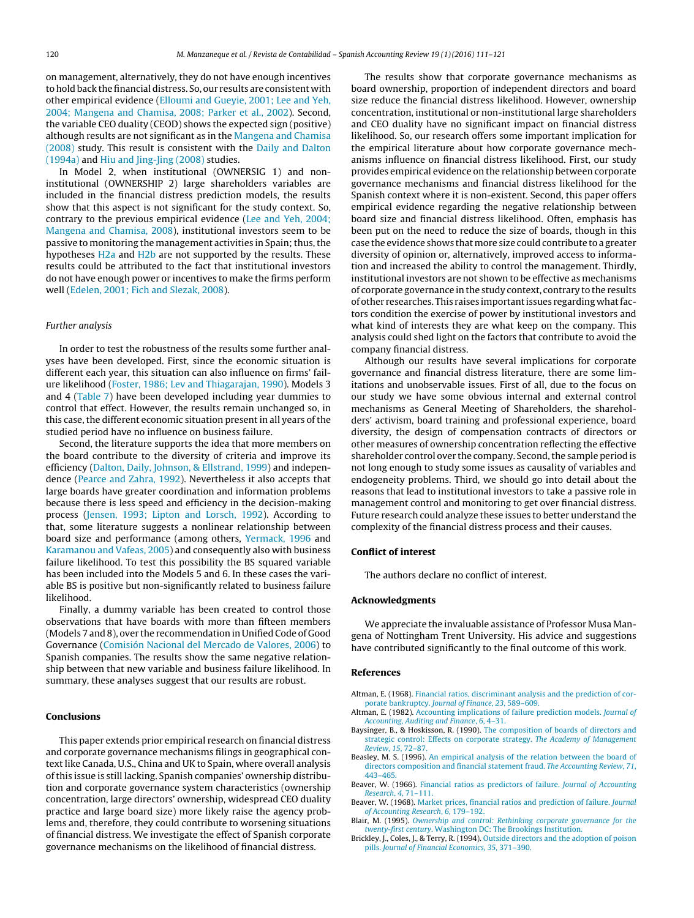on management, alternatively, they do not have enough incentives to hold back the financial distress. So, our results are consistent with other empirical evidence (Elloumi and Gueyie, 2001; Lee and Yeh, 2004; Mangena and Chamisa, 2008; Parker et al., 2002). Second, the variable CEO duality (CEOD) shows the expected sign (positive) although results are not significant as in the Mangena and Chamisa (2008) study. This result is consistent with the Daily and Dalton (1994a) and Hiu and Jing-Jing (2008) studies.

In Model 2, when institutional (OWNERSIG 1) and non-institutional (OWNERSHIP 2) large shareholders variables are included in the financial distress prediction models, the results show that this aspect is not significant for the study context. So, contrary to the previous empirical evidence (Lee and Yeh, 2004; Mangena and Chamisa, 2008), institutional investors seem to be passive to monitoring the management activities in Spain; thus, the hypotheses H2a and H2b are not supported by the results. These results could be attributed to the fact that institutional investors do not have enough power or incentives to make the firms perform well (Edelen, 2001; Fich and Slezak, 2008).

### Further analysis

In order to test the robustness of the results some further analyses have been developed. First, since the economic situation is different each year, this situation can also influence on firms' failure likelihood (Foster, 1986; Lev and Thiagarajan, 1990). Models 3 and 4 (Table 7) have been developed including year dummies to control that effect. However, the results remain unchanged so, in this case, the different economic situation present in all years of the studied period have no influence on business failure.

Second, the literature supports the idea that more members on the board contribute to the diversity of criteria and improve its efficiency (Dalton, Daily, Johnson, & Ellstrand, 1999) and independence (Pearce and Zahra, 1992). Nevertheless it also accepts that large boards have greater coordination and information problems because there is less speed and efficiency in the decision-making process (Jensen, 1993; Lipton and Lorsch, 1992). According to that, some literature suggests a nonlinear relationship between board size and performance (among others, Yermack, 1996 and Karamanou and Vafeas, 2005) and consequently also with business failure likelihood. To test this possibility the BS squared variable has been included into the Models 5 and 6. In these cases the variable BS is positive but non-significantly related to business failure likelihood.

Finally, a dummy variable has been created to control those observations that have boards with more than fifteen members (Models 7 and 8), over the recommendation in Unified Code of Good Governance (Comisión Nacional del Mercado de Valores, 2006) to Spanish companies. The results show the same negative relationship between that new variable and business failure likelihood. In summary, these analyses suggest that our results are robust.

## Conclusions

This paper extends prior empirical research on financial distress and corporate governance mechanisms filings in geographical context like Canada, U.S., China and UK to Spain, where overall analysis of this issue is still lacking. Spanish companies' ownership distribution and corporate governance system characteristics (ownership concentration, large directors' ownership, widespread CEO duality practice and large board size) more likely raise the agency problems and, therefore, they could contribute to worsening situations of financial distress. We investigate the effect of Spanish corporate governance mechanisms on the likelihood of financial distress.

The results show that corporate governance mechanisms as board ownership, proportion of independent directors and board size reduce the financial distress likelihood. However, ownership concentration, institutional or non-institutional large shareholders and CEO duality have no significant impact on financial distress likelihood. So, our research offers some important implication for the empirical literature about how corporate governance mechanisms influence on financial distress likelihood. First, our study provides empirical evidence on the relationship between corporate governance mechanisms and financial distress likelihood for the Spanish context where it is non-existent. Second, this paper offers empirical evidence regarding the negative relationship between board size and financial distress likelihood. Often, emphasis has been put on the need to reduce the size of boards, though in this case the evidence shows that more size could contribute to a greater diversity of opinion or, alternatively, improved access to information and increased the ability to control the management. Thirdly, institutional investors are not shown to be effective as mechanisms of corporate governance in the study context, contrary to the results of other researches. This raises important issues regarding what factors condition the exercise of power by institutional investors and what kind of interests they are what keep on the company. This analysis could shed light on the factors that contribute to avoid the company financial distress.

Although our results have several implications for corporate governance and financial distress literature, there are some limitations and unobservable issues. First of all, due to the focus on our study we have some obvious internal and external control mechanisms as General Meeting of Shareholders, the shareholders' activism, board training and professional experience, board diversity, the design of compensation contracts of directors or other measures of ownership concentration reflecting the effective shareholder control over the company. Second, the sample period is not long enough to study some issues as causality of variables and endogeneity problems. Third, we should go into detail about the reasons that lead to institutional investors to take a passive role in management control and monitoring to get over financial distress. Future research could analyze these issues to better understand the complexity of the financial distress process and their causes.

## Conflict of interest

The authors declare no conflict of interest.

## Acknowledgments

We appreciate the invaluable assistance of Professor Musa Mangena of Nottingham Trent University. His advice and suggestions have contributed significantly to the final outcome of this work.

## References

Altman, E. (1968). Financial ratios, discriminant analysis and the prediction of corporate bankruptcy. *Journal of Finance*, *23*, 589–609.

Altman, E. (1982). Accounting implications of failure prediction models. *Journal of Accounting, Auditing and Finance*, *6*, 4–31.

Baysinger, B., & Hoskisson, R. (1990). The composition of boards of directors and strategic control: Effects on corporate strategy. *The Academy of Management Review*, *15*, 72–87.

Beasley, M. S. (1996). An empirical analysis of the relation between the board of directors composition and financial statement fraud. *The Accounting Review*, *71*, 443–465.

Beaver, W. (1966). Financial ratios as predictors of failure. *Journal of Accounting Research*, *4*, 71–111.

Beaver, W. (1968). Market prices, financial ratios and prediction of failure. *Journal of Accounting Research*, *6*, 179–192.

Blair, M. (1995). *Ownership and control: Rethinking corporate governance for the twenty-first century*. Washington DC: The Brookings Institution.

Brickley, J., Coles, J., & Terry, R. (1994). Outside directors and the adoption of poison pills. *Journal of Financial Economics*, *35*, 371–390.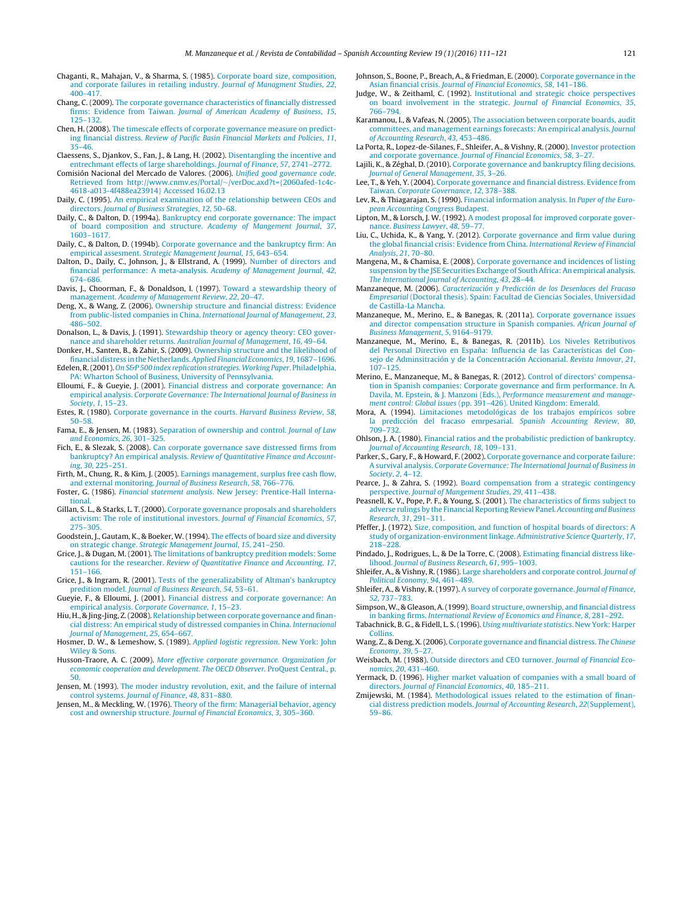Chaganti, R., Mahajan, V., & Sharma, S. (1985). Corporate board size, composition, and corporate failures in retailing industry. *Journal of Managment Studies*, *22*, 400–417.

Chang, C. (2009). The corporate governance characteristics of financially distressed firms: Evidence from Taiwan. *Journal of American Academy of Business*, *15*, 125–132.

Chen, H. (2008). The timescale effects of corporate governance measure on predicting financial distress. *Review of Pacific Basin Financial Markets and Policies*, *11*, 35–46.

Claessens, S., Djankov, S., Fan, J., & Lang, H. (2002). Disentangling the incentive and entrechment effects of large shareholdings. *Journal of Finance*, *57*, 2741–2772.

Comisión Nacional del Mercado de Valores. (2006). *Unified good governance code*. Retrieved from http://www.cnmv.es/Portal/~/verDoc.axd?t={2060afed-1c4c-4618-a013-4f488ea23914} Accessed 16.02.13

Daily, C. (1995). An empirical examination of the relationship between CEOs and directors. *Journal of Business Strategies*, *12*, 50–68.

Daily, C., & Dalton, D. (1994a). Bankruptcy end corporate governance: The impact of board composition and structure. *Academy of Mangement Journal*, *37*, 1603–1617.

Daily, C., & Dalton, D. (1994b). Corporate governance and the bankruptcy firm: An empirical assesment. *Strategic Management Journal*, *15*, 643–654.

Dalton, D., Daily, C., Johnson, J., & Ellstrand, A. (1999). Number of directors and financial performance: A meta-analysis. *Academy of Management Journal*, *42*, 674–686.

Davis, J., Choorman, F., & Donaldson, I. (1997). Toward a stewardship theory of management. *Academy of Management Review*, *22*, 20–47.

Deng, X., & Wang, Z. (2006). Ownership structure and financial distress: Evidence from public-listed companies in China. *International Journal of Management*, *23*, 486–502.

Donalson, L., & Davis, J. (1991). Stewardship theory or agency theory: CEO governance and shareholder returns. *Australian Journal of Management*, *16*, 49–64.

Donker, H., Santen, B., & Zahir, S. (2009). Ownership structure and the likelihood of financial distress in the Netherlands. *Applied Financial Economics*, *19*, 1687–1696.

Edelen, R. (2001). *On S&P 500 index replication strategies. Working Paper*. Philadelphia, PA: Wharton School of Business, University of Pennsylvania.

Elloumi, F., & Gueyie, J. (2001). Financial distress and corporate governance: An empirical analysis. *Corporate Governance: The International Journal of Business in Society*, *1*, 15–23.

Estes, R. (1980). Corporate governance in the courts. *Harvard Business Review*, *58*, 50–58.

Fama, E., & Jensen, M. (1983). Separation of ownership and control. *Journal of Law and Economics*, *26*, 301–325.

Fich, E., & Slezak, S. (2008). Can corporate governance save distressed firms from bankruptcy? An empirical analysis. *Review of Quantitative Finance and Accounting*, *30*, 225–251.

Firth, M., Chung, R., & Kim, J. (2005). Earnings management, surplus free cash flow, and external monitoring. *Journal of Business Research*, *58*, 766–776.

Foster, G. (1986). *Financial statement analysis*. New Jersey: Prentice-Hall International.

Gillan, S. L., & Starks, L. T. (2000). Corporate governance proposals and shareholders activism: The role of institutional investors. *Journal of Financial Economics*, *57*, 275–305.

Goodstein, J., Gautam, K., & Boeker, W. (1994). The effects of board size and diversity on strategic change. *Strategic Management Journal*, *15*, 241–250.

Grice, J., & Dugan, M. (2001). The limitations of bankruptcy predition models: Some cautions for the researcher. *Review of Quantitative Finance and Accounting*, *17*, 151–166.

Grice, J., & Ingram, R. (2001). Tests of the generalizability of Altman's bankruptcy predition model. *Journal of Business Research*, *54*, 53–61.

Gueyie, F., & Elloumi, J. (2001). Financial distress and corporate governance: An empirical analysis. *Corporate Governance*, *1*, 15–23.

Hiu, H., & Jing-Jing, Z. (2008). Relationship between corporate governance and financial distress: An empirical study of distressed companies in China. *Internacional Journal of Management*, *25*, 654–667.

Hosmer, D. W., & Lemeshow, S. (1989). *Applied logistic regression*. New York: John Wiley & Sons.

Husson-Traore, A. C. (2009). *More effective corporate governance. Organization for economic cooperation and development. The OECD Observer*. ProQuest Central., p. 50.

Jensen, M. (1993). The moder industry revolution, exit, and the failure of internal control systems. *Journal of Finance*, *48*, 831–880.

Jensen, M., & Meckling, W. (1976). Theory of the firm: Managerial behavior, agency cost and ownership structure. *Journal of Financial Economics*, *3*, 305–360.

Johnson, S., Boone, P., Breach, A., & Friedman, E. (2000). Corporate governance in the Asian financial crisis. *Journal of Financial Economics*, *58*, 141–186.

Judge, W., & Zeithaml, C. (1992). Institutional and strategic choice perspectives on board involvement in the strategic. *Journal of Financial Economics*, *35*, 766–794.

Karamanou, I., & Vafeas, N. (2005). The association between corporate boards, audit committees, and management earnings forecasts: An empirical analysis. *Journal of Accounting Research*, *43*, 453–486.

La Porta, R., Lopez-de-Silanes, F., Shleifer, A., & Vishny, R. (2000). Investor protection and corporate governance. *Journal of Financial Economics*, *58*, 3–27.

Lajili, K., & Zéghal, D. (2010). Corporate governance and bankruptcy filing decisions. *Journal of General Management*, *35*, 3–26.

Lee, T., & Yeh, Y. (2004). Corporate governance and financial distress. Evidence from Taiwan. *Corporate Governance*, *12*, 378–388.

Lev, R., & Thiagarajan, S. (1990). Financial information analysis. In *Paper of the European Accounting Congress* Budapest.

Lipton, M., & Lorsch, J. W. (1992). A modest proposal for improved corporate governance. *Business Lawyer*, *48*, 59–77.

Liu, C., Uchida, K., & Yang, Y. (2012). Corporate governance and firm value during the global financial crisis: Evidence from China. *International Review of Financial Analysis*, *21*, 70–80.

Mangena, M., & Chamisa, E. (2008). Corporate governance and incidences of listing suspension by the JSE Securities Exchange of South Africa: An empirical analysis. *The International Journal of Accounting*, *43*, 28–44.

Manzaneque, M. (2006). *Caracterización y Predicción de los Desenlaces del Fracaso Empresarial* (Doctoral thesis). Spain: Facultad de Ciencias Sociales, Universidad de Castilla-La Mancha.

Manzaneque, M., Merino, E., & Banegas, R. (2011a). Corporate governance issues and director compensation structure in Spanish companies. *African Journal of Business Management*, *5*, 9164–9179.

Manzaneque, M., Merino, E., & Banegas, R. (2011b). Los Niveles Retributivos del Personal Directivo en España: Influencia de las Características del Consejo de Adminsitración y de la Concentración Accionarial. *Revista Innovar*, *21*, 107–125.

Merino, E., Manzaneque, M., & Banegas, R. (2012). Control of directors' compensation in Spanish companies: Corporate governance and firm performance. In A. Davila, M. Epstein, & J. Manzoni (Eds.), *Performance measurement and management control: Global issues* (pp. 391–426). United Kingdom: Emerald.

Mora, A. (1994). Limitaciones metodológicas de los trabajos empíricos sobre la predicción del fracaso emrpesarial. *Spanish Accounting Review*, *80*, 709–732.

Ohlson, J. A. (1980). Financial ratios and the probabilistic prediction of bankruptcy. *Journal of Accounting Research*, *18*, 109–131.

Parker, S., Gary, F., & Howard, F. (2002). Corporate governance and corporate failure: A survival analysis. *Corporate Governance: The International Journal of Business in Society*, *2*, 4–12.

Pearce, J., & Zahra, S. (1992). Board compensation from a strategic contingency perspective. *Journal of Mangement Studies*, *29*, 411–438.

Peasnell, K. V., Pope, P. F., & Young, S. (2001). The characteristics of firms subject to adverse rulings by the Financial Reporting Review Panel. *Accounting and Business Research*, *31*, 291–311.

Pfeffer, J. (1972). Size, composition, and function of hospital boards of directors: A study of organization-environment linkage. *Administrative Science Quarterly*, *17*, 218–228.

Pindado, J., Rodrigues, L., & De la Torre, C. (2008). Estimating financial distress likelihood. *Journal of Business Research*, *61*, 995–1003.

Shleifer, A., & Vishny, R. (1986). Large shareholders and corporate control. *Journal of Political Economy*, *94*, 461–489.

Shleifer, A., & Vishny, R. (1997). A survey of corporate governance. *Journal of Finance*, *52*, 737–783.

Simpson, W., & Gleason, A. (1999). Board structure, ownership, and financial distress in banking firms. *International Review of Economics and Finance*, *8*, 281–292.

Tabachnick, B. G., & Fidell, L. S. (1996). *Using multivariate statistics*. New York: Harper Collins.

Wang, Z., & Deng, X. (2006). Corporate governance and financial distress. *The Chinese Economy*, *39*, 5–27.

Weisbach, M. (1988). Outside directors and CEO turnover. *Journal of Financial Economics*, *20*, 431–460.

Yermack, D. (1996). Higher market valuation of companies with a small board of directors. *Journal of Financial Economics*, *40*, 185–211.

Zmijewski, M. (1984). Methodological issues related to the estimation of financial distress prediction models. *Journal of Accounting Research*, *22*(Supplement), 59–86.